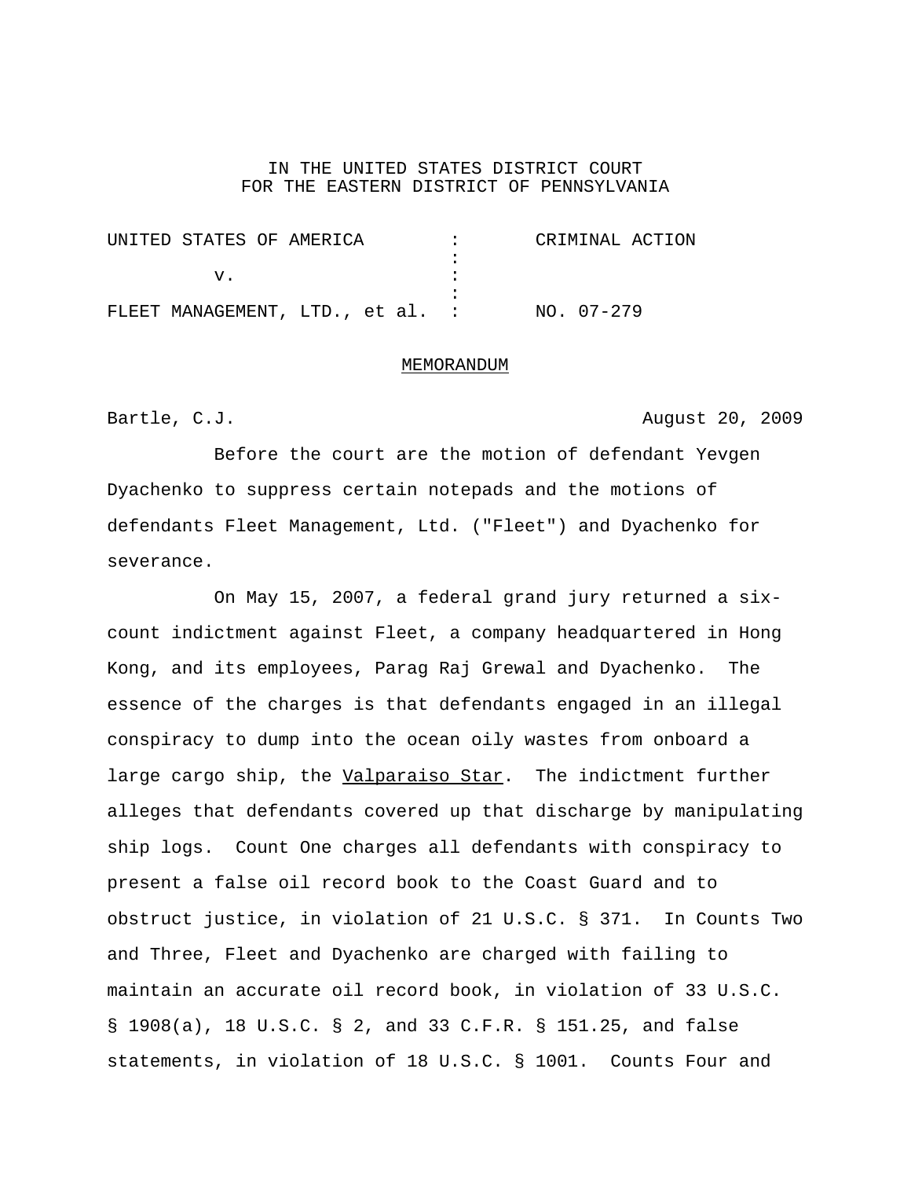IN THE UNITED STATES DISTRICT COURT
FOR THE EASTERN DISTRICT OF PENNSYLVANIA

| | | |
|---|---|---|
| UNITED STATES OF AMERICA | : | CRIMINAL ACTION |
| | : | |
| v. | : | |
| | : | |
| FLEET MANAGEMENT, LTD., et al. | : | NO. 07-279 |

MEMORANDUM

Bartle, C.J. August 20, 2009

Before the court are the motion of defendant Yevgen Dyachenko to suppress certain notepads and the motions of defendants Fleet Management, Ltd. ("Fleet") and Dyachenko for severance.

On May 15, 2007, a federal grand jury returned a six-count indictment against Fleet, a company headquartered in Hong Kong, and its employees, Parag Raj Grewal and Dyachenko. The essence of the charges is that defendants engaged in an illegal conspiracy to dump into the ocean oily wastes from onboard a large cargo ship, the Valparaiso Star. The indictment further alleges that defendants covered up that discharge by manipulating ship logs. Count One charges all defendants with conspiracy to present a false oil record book to the Coast Guard and to obstruct justice, in violation of 21 U.S.C. § 371. In Counts Two and Three, Fleet and Dyachenko are charged with failing to maintain an accurate oil record book, in violation of 33 U.S.C. § 1908(a), 18 U.S.C. § 2, and 33 C.F.R. § 151.25, and false statements, in violation of 18 U.S.C. § 1001. Counts Four and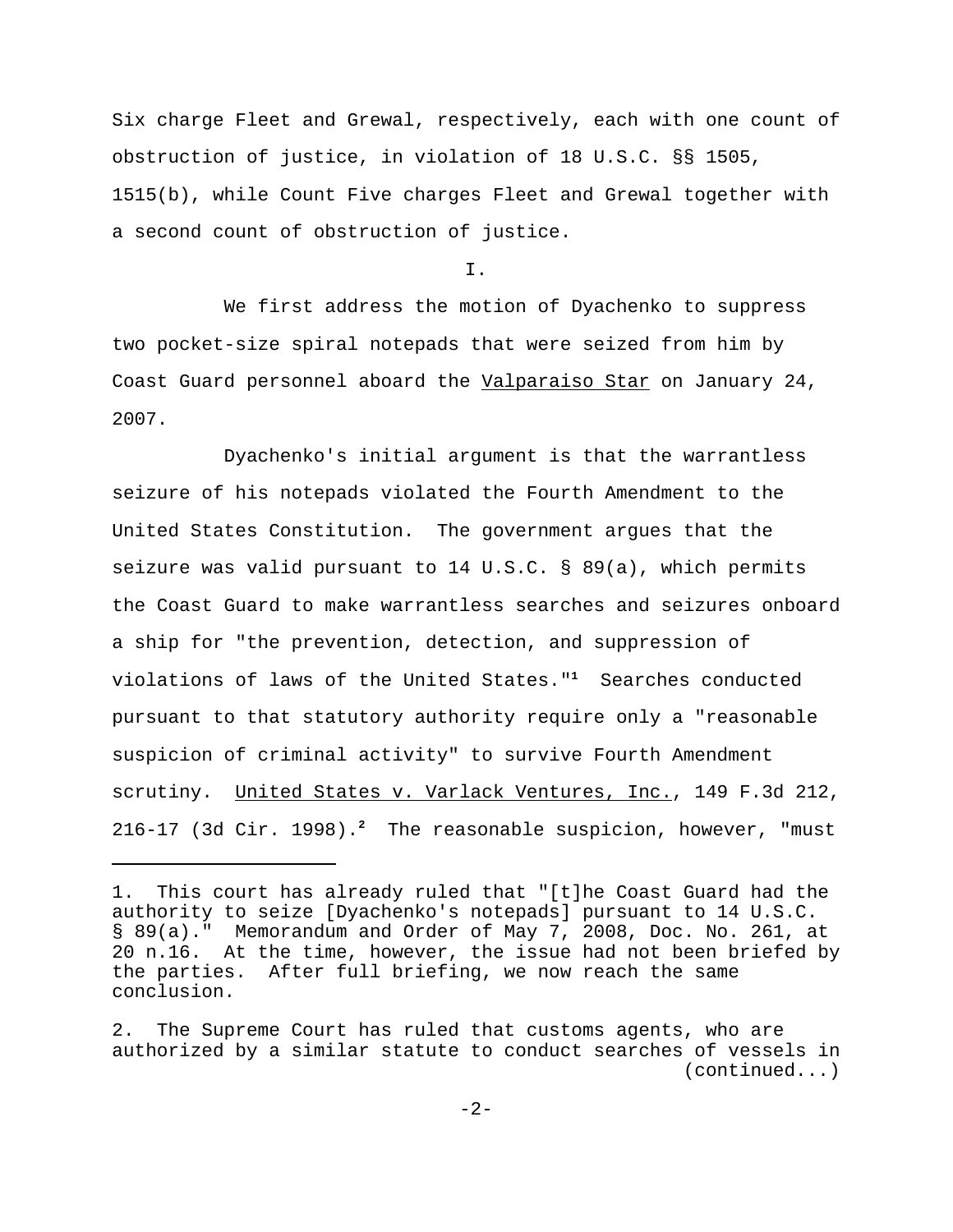Six charge Fleet and Grewal, respectively, each with one count of obstruction of justice, in violation of 18 U.S.C. §§ 1505, 1515(b), while Count Five charges Fleet and Grewal together with a second count of obstruction of justice.

I.

We first address the motion of Dyachenko to suppress two pocket-size spiral notepads that were seized from him by Coast Guard personnel aboard the Valparaiso Star on January 24, 2007.

Dyachenko's initial argument is that the warrantless seizure of his notepads violated the Fourth Amendment to the United States Constitution. The government argues that the seizure was valid pursuant to 14 U.S.C. § 89(a), which permits the Coast Guard to make warrantless searches and seizures onboard a ship for "the prevention, detection, and suppression of violations of laws of the United States."[1] Searches conducted pursuant to that statutory authority require only a "reasonable suspicion of criminal activity" to survive Fourth Amendment scrutiny. United States v. Varlack Ventures, Inc., 149 F.3d 212, 216-17 (3d Cir. 1998).[2] The reasonable suspicion, however, "must

---

1. This court has already ruled that "[t]he Coast Guard had the authority to seize [Dyachenko's notepads] pursuant to 14 U.S.C. § 89(a)." Memorandum and Order of May 7, 2008, Doc. No. 261, at 20 n.16. At the time, however, the issue had not been briefed by the parties. After full briefing, we now reach the same conclusion.

2. The Supreme Court has ruled that customs agents, who are authorized by a similar statute to conduct searches of vessels in (continued...)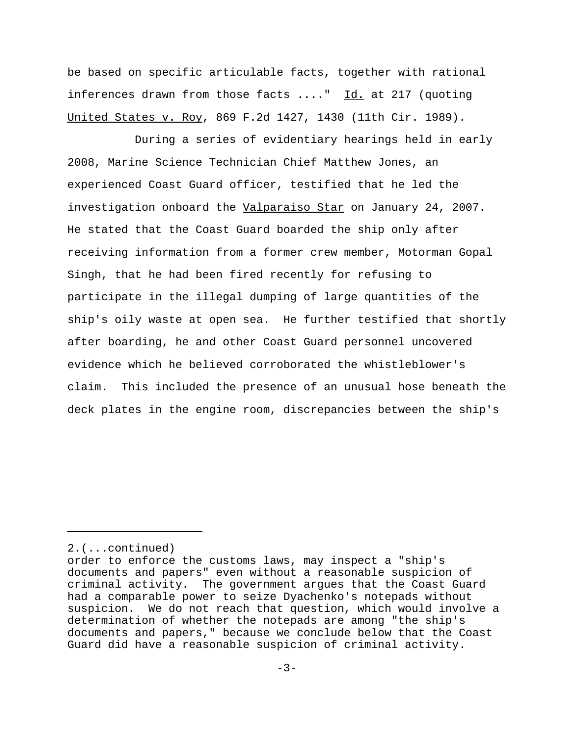be based on specific articulable facts, together with rational inferences drawn from those facts ...." Id. at 217 (quoting United States v. Roy, 869 F.2d 1427, 1430 (11th Cir. 1989).

During a series of evidentiary hearings held in early 2008, Marine Science Technician Chief Matthew Jones, an experienced Coast Guard officer, testified that he led the investigation onboard the Valparaiso Star on January 24, 2007. He stated that the Coast Guard boarded the ship only after receiving information from a former crew member, Motorman Gopal Singh, that he had been fired recently for refusing to participate in the illegal dumping of large quantities of the ship's oily waste at open sea. He further testified that shortly after boarding, he and other Coast Guard personnel uncovered evidence which he believed corroborated the whistleblower's claim. This included the presence of an unusual hose beneath the deck plates in the engine room, discrepancies between the ship's

---

2.(...continued)
order to enforce the customs laws, may inspect a "ship's documents and papers" even without a reasonable suspicion of criminal activity. The government argues that the Coast Guard had a comparable power to seize Dyachenko's notepads without suspicion. We do not reach that question, which would involve a determination of whether the notepads are among "the ship's documents and papers," because we conclude below that the Coast Guard did have a reasonable suspicion of criminal activity.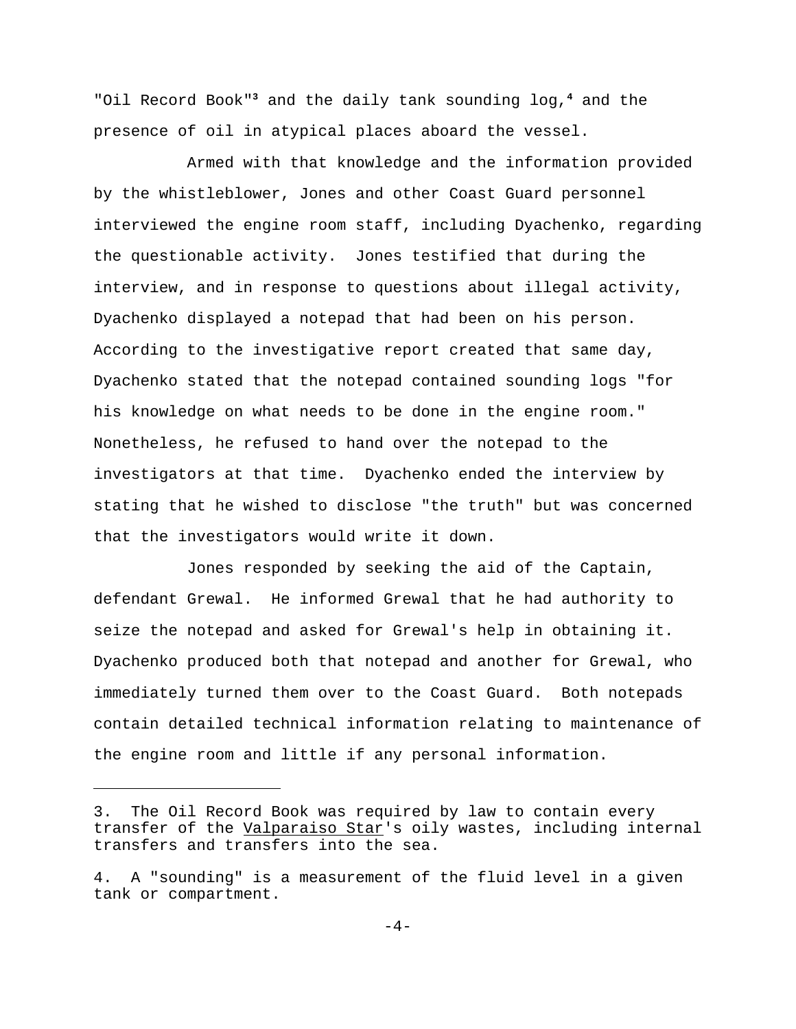"Oil Record Book"[3] and the daily tank sounding log,[4] and the presence of oil in atypical places aboard the vessel.

Armed with that knowledge and the information provided by the whistleblower, Jones and other Coast Guard personnel interviewed the engine room staff, including Dyachenko, regarding the questionable activity. Jones testified that during the interview, and in response to questions about illegal activity, Dyachenko displayed a notepad that had been on his person. According to the investigative report created that same day, Dyachenko stated that the notepad contained sounding logs "for his knowledge on what needs to be done in the engine room." Nonetheless, he refused to hand over the notepad to the investigators at that time. Dyachenko ended the interview by stating that he wished to disclose "the truth" but was concerned that the investigators would write it down.

Jones responded by seeking the aid of the Captain, defendant Grewal. He informed Grewal that he had authority to seize the notepad and asked for Grewal's help in obtaining it. Dyachenko produced both that notepad and another for Grewal, who immediately turned them over to the Coast Guard. Both notepads contain detailed technical information relating to maintenance of the engine room and little if any personal information.

---

3. The Oil Record Book was required by law to contain every transfer of the Valparaiso Star's oily wastes, including internal transfers and transfers into the sea.

4. A "sounding" is a measurement of the fluid level in a given tank or compartment.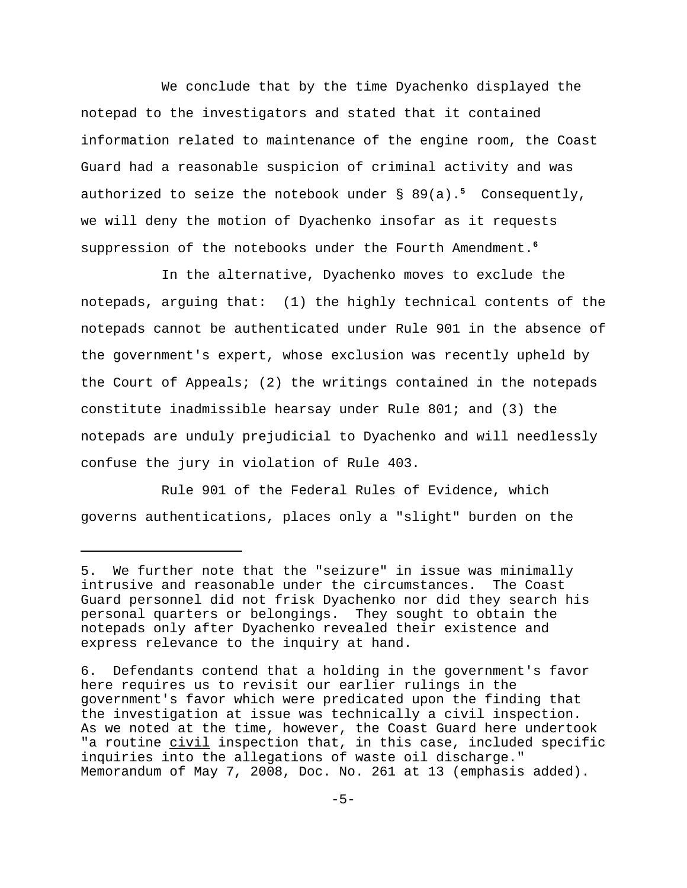We conclude that by the time Dyachenko displayed the notepad to the investigators and stated that it contained information related to maintenance of the engine room, the Coast Guard had a reasonable suspicion of criminal activity and was authorized to seize the notebook under § 89(a).[5] Consequently, we will deny the motion of Dyachenko insofar as it requests suppression of the notebooks under the Fourth Amendment.[6]

In the alternative, Dyachenko moves to exclude the notepads, arguing that: (1) the highly technical contents of the notepads cannot be authenticated under Rule 901 in the absence of the government's expert, whose exclusion was recently upheld by the Court of Appeals; (2) the writings contained in the notepads constitute inadmissible hearsay under Rule 801; and (3) the notepads are unduly prejudicial to Dyachenko and will needlessly confuse the jury in violation of Rule 403.

Rule 901 of the Federal Rules of Evidence, which governs authentications, places only a "slight" burden on the

---

5. We further note that the "seizure" in issue was minimally intrusive and reasonable under the circumstances. The Coast Guard personnel did not frisk Dyachenko nor did they search his personal quarters or belongings. They sought to obtain the notepads only after Dyachenko revealed their existence and express relevance to the inquiry at hand.

6. Defendants contend that a holding in the government's favor here requires us to revisit our earlier rulings in the government's favor which were predicated upon the finding that the investigation at issue was technically a civil inspection. As we noted at the time, however, the Coast Guard here undertook "a routine civil inspection that, in this case, included specific inquiries into the allegations of waste oil discharge." Memorandum of May 7, 2008, Doc. No. 261 at 13 (emphasis added).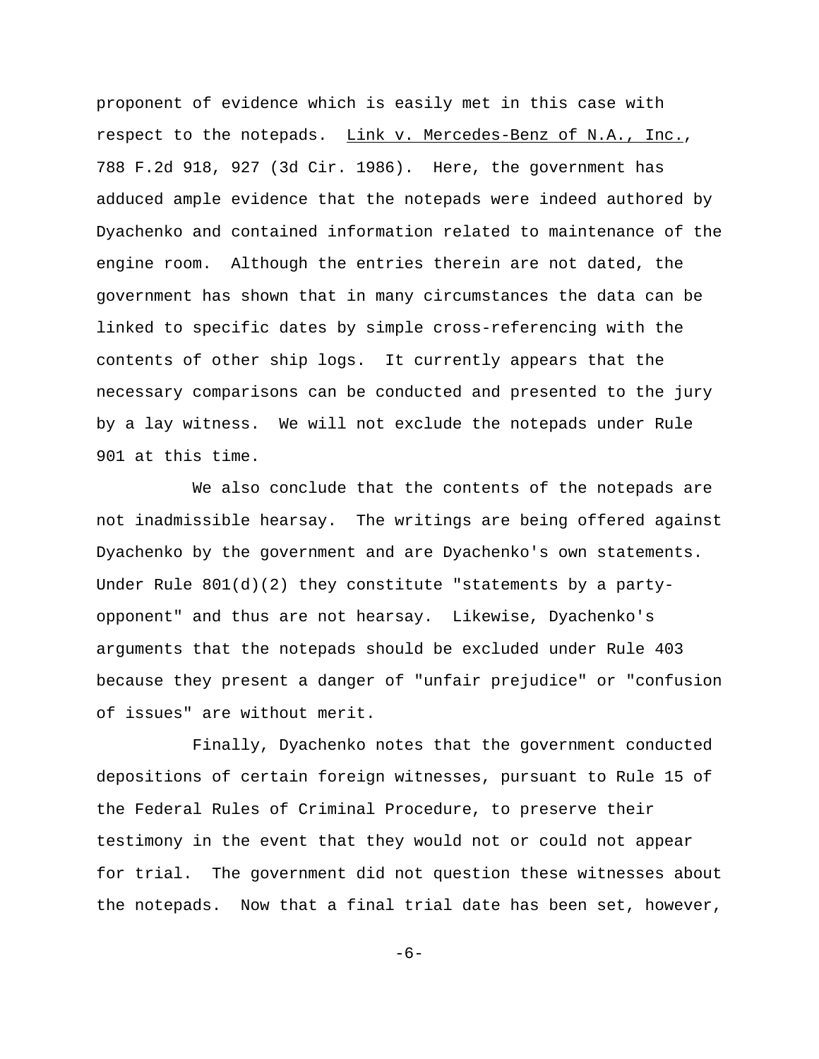proponent of evidence which is easily met in this case with respect to the notepads. Link v. Mercedes-Benz of N.A., Inc., 788 F.2d 918, 927 (3d Cir. 1986). Here, the government has adduced ample evidence that the notepads were indeed authored by Dyachenko and contained information related to maintenance of the engine room. Although the entries therein are not dated, the government has shown that in many circumstances the data can be linked to specific dates by simple cross-referencing with the contents of other ship logs. It currently appears that the necessary comparisons can be conducted and presented to the jury by a lay witness. We will not exclude the notepads under Rule 901 at this time.

We also conclude that the contents of the notepads are not inadmissible hearsay. The writings are being offered against Dyachenko by the government and are Dyachenko's own statements. Under Rule 801(d)(2) they constitute "statements by a party-opponent" and thus are not hearsay. Likewise, Dyachenko's arguments that the notepads should be excluded under Rule 403 because they present a danger of "unfair prejudice" or "confusion of issues" are without merit.

Finally, Dyachenko notes that the government conducted depositions of certain foreign witnesses, pursuant to Rule 15 of the Federal Rules of Criminal Procedure, to preserve their testimony in the event that they would not or could not appear for trial. The government did not question these witnesses about the notepads. Now that a final trial date has been set, however,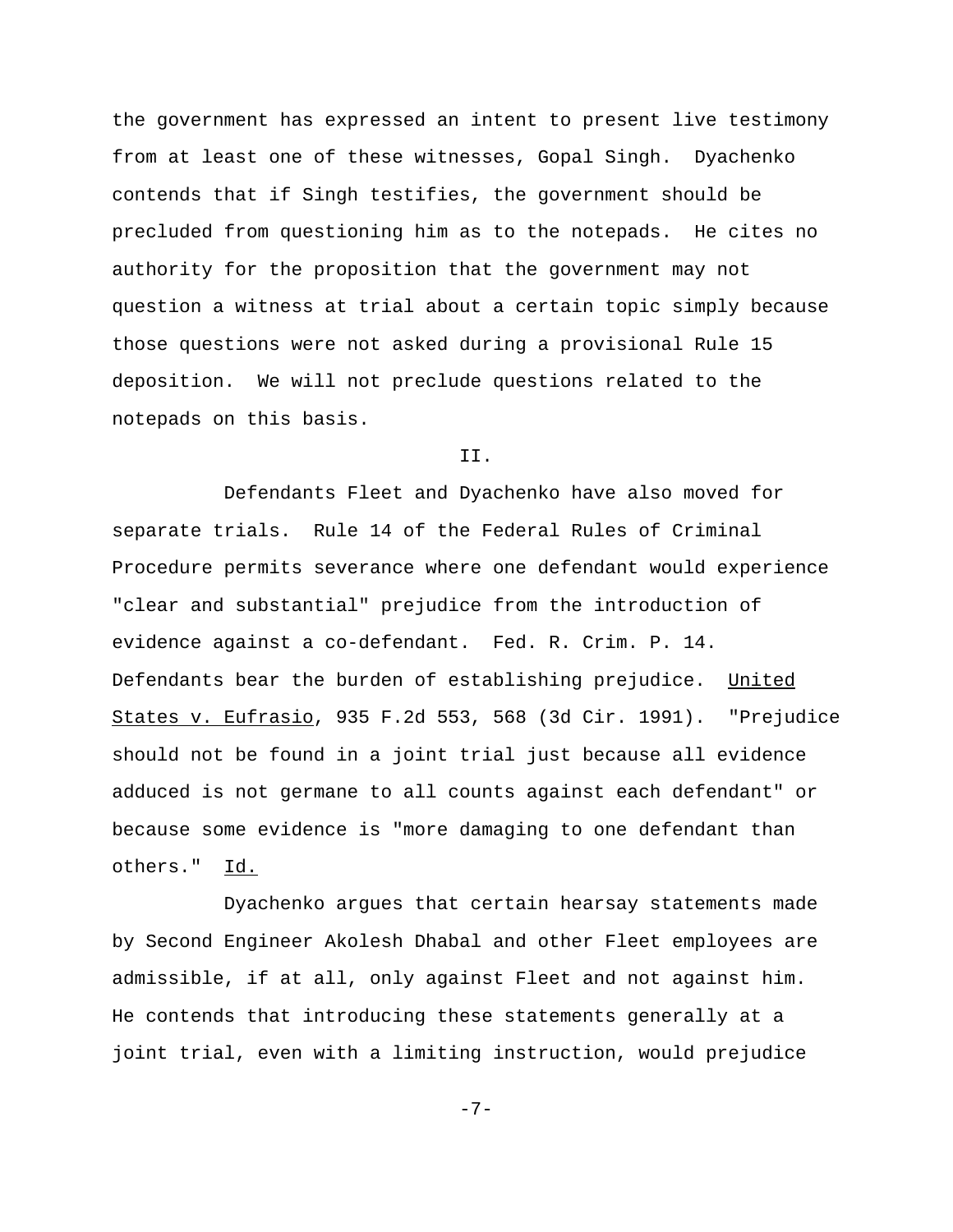the government has expressed an intent to present live testimony from at least one of these witnesses, Gopal Singh. Dyachenko contends that if Singh testifies, the government should be precluded from questioning him as to the notepads. He cites no authority for the proposition that the government may not question a witness at trial about a certain topic simply because those questions were not asked during a provisional Rule 15 deposition. We will not preclude questions related to the notepads on this basis.

II.

Defendants Fleet and Dyachenko have also moved for separate trials. Rule 14 of the Federal Rules of Criminal Procedure permits severance where one defendant would experience "clear and substantial" prejudice from the introduction of evidence against a co-defendant. Fed. R. Crim. P. 14. Defendants bear the burden of establishing prejudice. United States v. Eufrasio, 935 F.2d 553, 568 (3d Cir. 1991). "Prejudice should not be found in a joint trial just because all evidence adduced is not germane to all counts against each defendant" or because some evidence is "more damaging to one defendant than others." Id.

Dyachenko argues that certain hearsay statements made by Second Engineer Akolesh Dhabal and other Fleet employees are admissible, if at all, only against Fleet and not against him. He contends that introducing these statements generally at a joint trial, even with a limiting instruction, would prejudice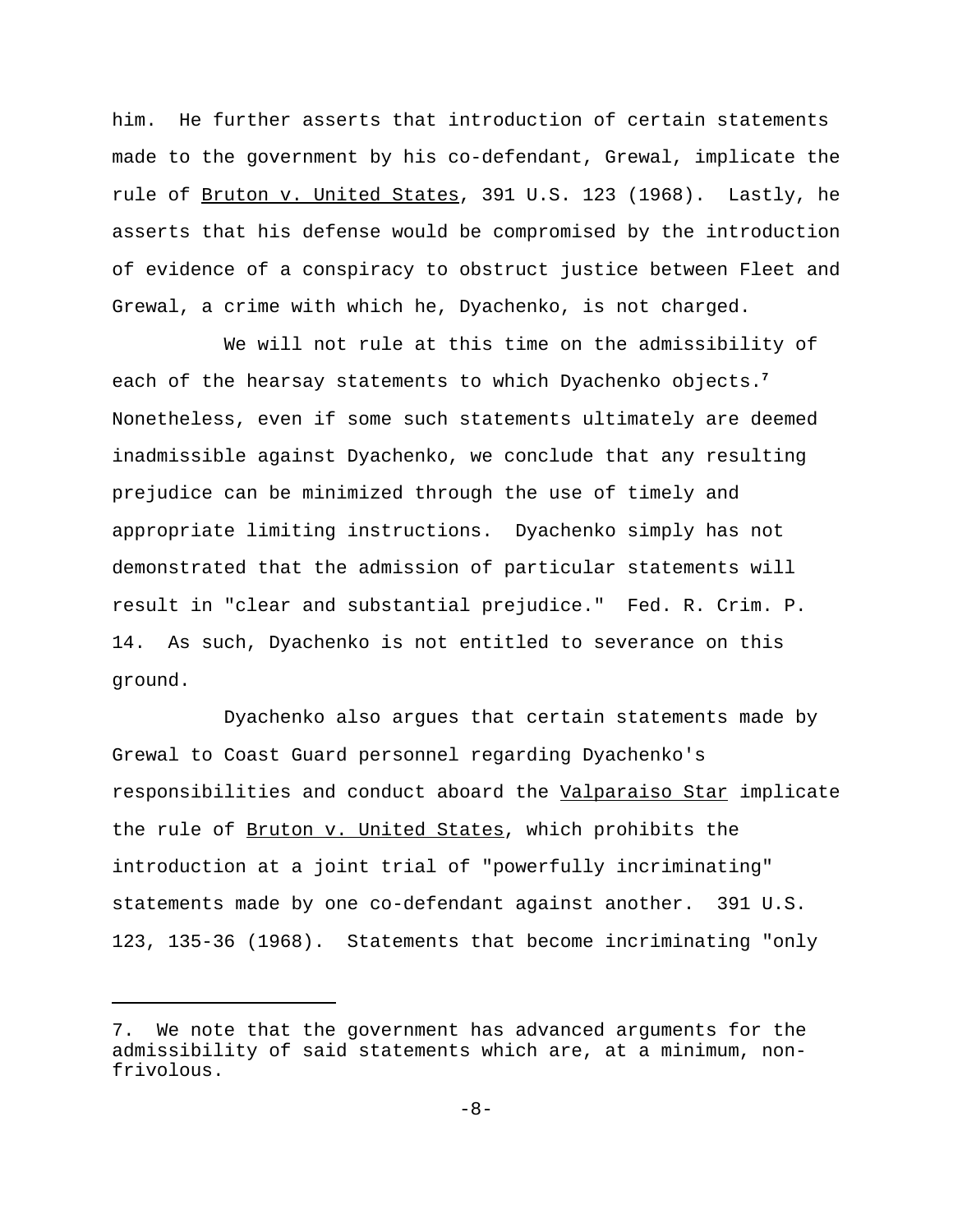him. He further asserts that introduction of certain statements made to the government by his co-defendant, Grewal, implicate the rule of Bruton v. United States, 391 U.S. 123 (1968). Lastly, he asserts that his defense would be compromised by the introduction of evidence of a conspiracy to obstruct justice between Fleet and Grewal, a crime with which he, Dyachenko, is not charged.

We will not rule at this time on the admissibility of each of the hearsay statements to which Dyachenko objects.[7] Nonetheless, even if some such statements ultimately are deemed inadmissible against Dyachenko, we conclude that any resulting prejudice can be minimized through the use of timely and appropriate limiting instructions. Dyachenko simply has not demonstrated that the admission of particular statements will result in "clear and substantial prejudice." Fed. R. Crim. P. 14. As such, Dyachenko is not entitled to severance on this ground.

Dyachenko also argues that certain statements made by Grewal to Coast Guard personnel regarding Dyachenko's responsibilities and conduct aboard the Valparaiso Star implicate the rule of Bruton v. United States, which prohibits the introduction at a joint trial of "powerfully incriminating" statements made by one co-defendant against another. 391 U.S. 123, 135-36 (1968). Statements that become incriminating "only

---

7. We note that the government has advanced arguments for the admissibility of said statements which are, at a minimum, non-frivolous.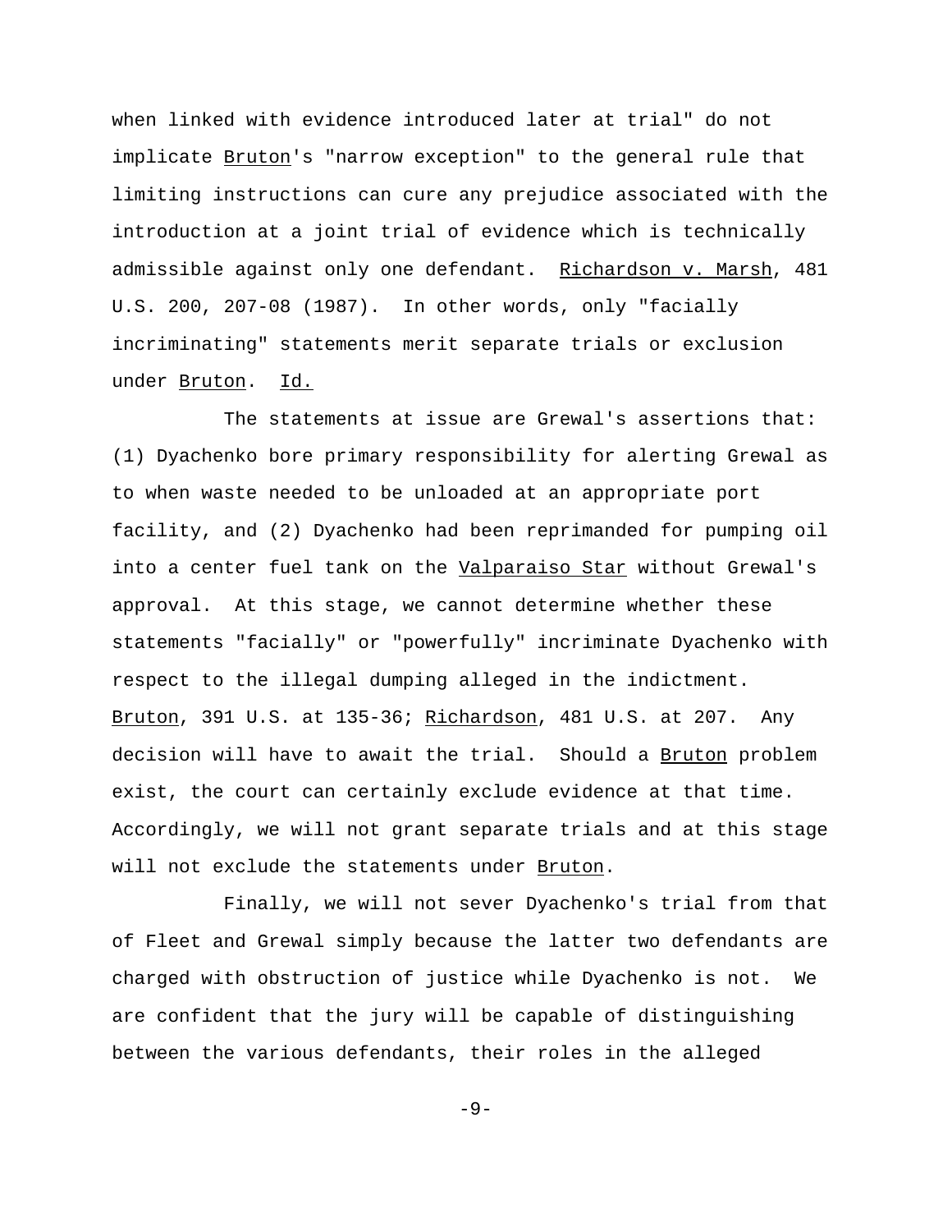when linked with evidence introduced later at trial" do not implicate Bruton's "narrow exception" to the general rule that limiting instructions can cure any prejudice associated with the introduction at a joint trial of evidence which is technically admissible against only one defendant. Richardson v. Marsh, 481 U.S. 200, 207-08 (1987). In other words, only "facially incriminating" statements merit separate trials or exclusion under Bruton. Id.

The statements at issue are Grewal's assertions that: (1) Dyachenko bore primary responsibility for alerting Grewal as to when waste needed to be unloaded at an appropriate port facility, and (2) Dyachenko had been reprimanded for pumping oil into a center fuel tank on the Valparaiso Star without Grewal's approval. At this stage, we cannot determine whether these statements "facially" or "powerfully" incriminate Dyachenko with respect to the illegal dumping alleged in the indictment. Bruton, 391 U.S. at 135-36; Richardson, 481 U.S. at 207. Any decision will have to await the trial. Should a Bruton problem exist, the court can certainly exclude evidence at that time. Accordingly, we will not grant separate trials and at this stage will not exclude the statements under Bruton.

Finally, we will not sever Dyachenko's trial from that of Fleet and Grewal simply because the latter two defendants are charged with obstruction of justice while Dyachenko is not. We are confident that the jury will be capable of distinguishing between the various defendants, their roles in the alleged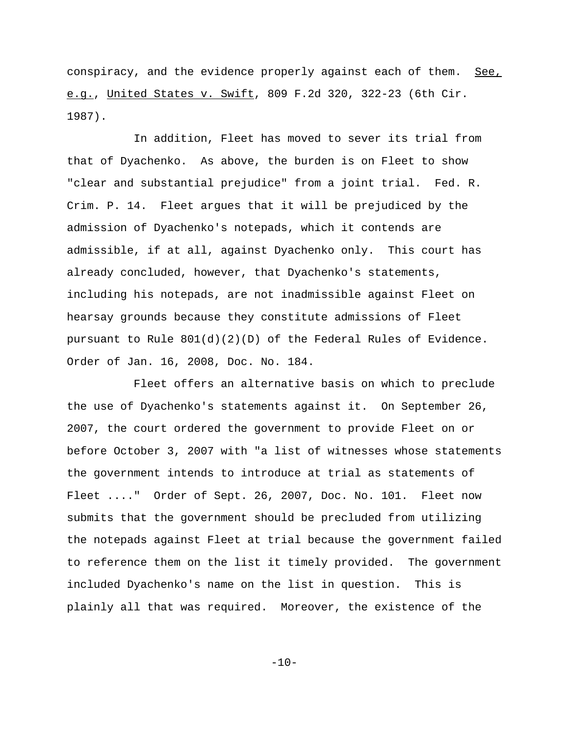conspiracy, and the evidence properly against each of them. See, e.g., United States v. Swift, 809 F.2d 320, 322-23 (6th Cir. 1987).

In addition, Fleet has moved to sever its trial from that of Dyachenko. As above, the burden is on Fleet to show "clear and substantial prejudice" from a joint trial. Fed. R. Crim. P. 14. Fleet argues that it will be prejudiced by the admission of Dyachenko's notepads, which it contends are admissible, if at all, against Dyachenko only. This court has already concluded, however, that Dyachenko's statements, including his notepads, are not inadmissible against Fleet on hearsay grounds because they constitute admissions of Fleet pursuant to Rule 801(d)(2)(D) of the Federal Rules of Evidence. Order of Jan. 16, 2008, Doc. No. 184.

Fleet offers an alternative basis on which to preclude the use of Dyachenko's statements against it. On September 26, 2007, the court ordered the government to provide Fleet on or before October 3, 2007 with "a list of witnesses whose statements the government intends to introduce at trial as statements of Fleet ...." Order of Sept. 26, 2007, Doc. No. 101. Fleet now submits that the government should be precluded from utilizing the notepads against Fleet at trial because the government failed to reference them on the list it timely provided. The government included Dyachenko's name on the list in question. This is plainly all that was required. Moreover, the existence of the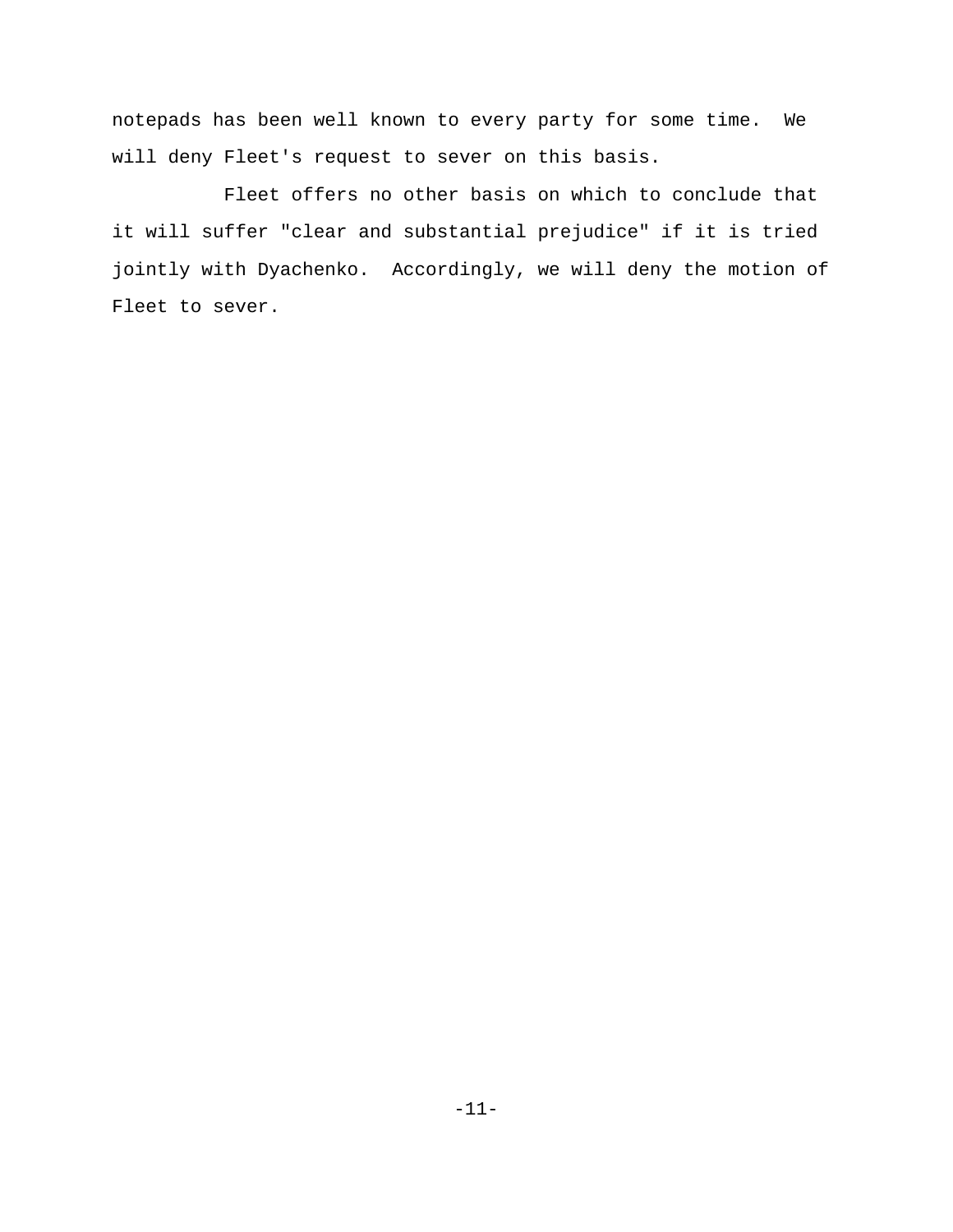notepads has been well known to every party for some time. We will deny Fleet's request to sever on this basis.

Fleet offers no other basis on which to conclude that it will suffer "clear and substantial prejudice" if it is tried jointly with Dyachenko. Accordingly, we will deny the motion of Fleet to sever.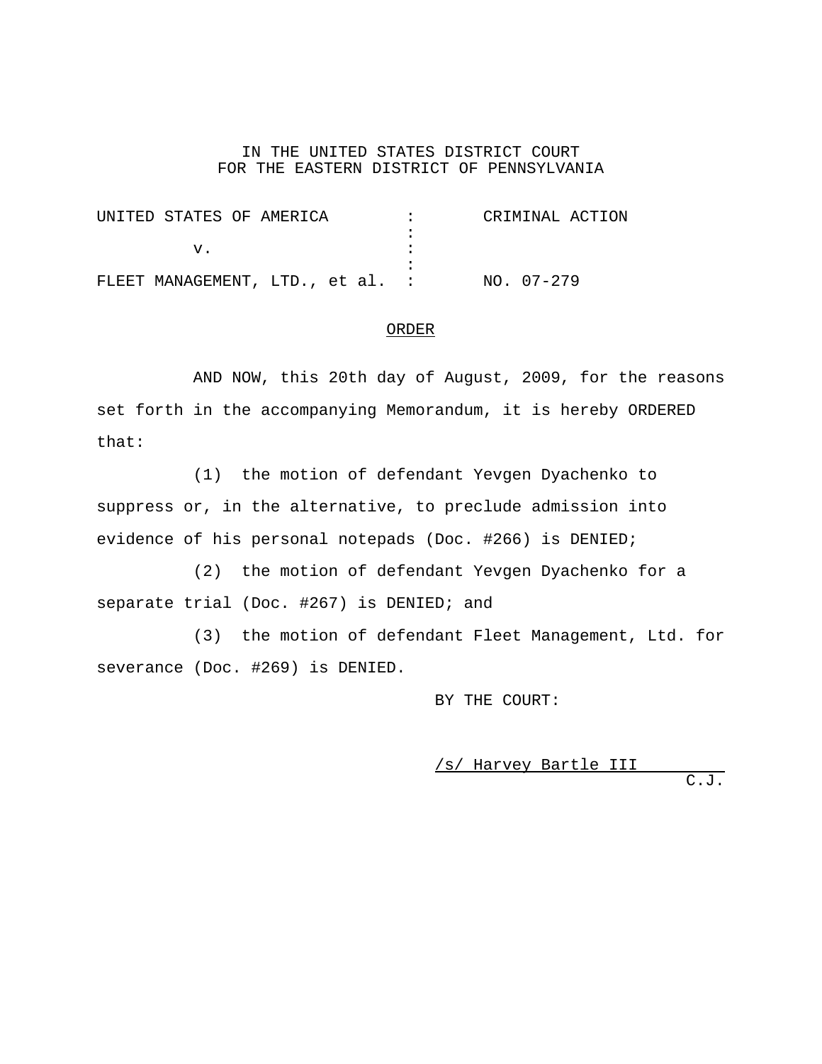IN THE UNITED STATES DISTRICT COURT
FOR THE EASTERN DISTRICT OF PENNSYLVANIA

| | | |
|---|---|---|
| UNITED STATES OF AMERICA | : | CRIMINAL ACTION |
| | : | |
| v. | : | |
| | : | |
| FLEET MANAGEMENT, LTD., et al. | : | NO. 07-279 |

ORDER

AND NOW, this 20th day of August, 2009, for the reasons set forth in the accompanying Memorandum, it is hereby ORDERED that:

(1) the motion of defendant Yevgen Dyachenko to suppress or, in the alternative, to preclude admission into evidence of his personal notepads (Doc. #266) is DENIED;

(2) the motion of defendant Yevgen Dyachenko for a separate trial (Doc. #267) is DENIED; and

(3) the motion of defendant Fleet Management, Ltd. for severance (Doc. #269) is DENIED.

BY THE COURT:

/s/ Harvey Bartle III
C.J.